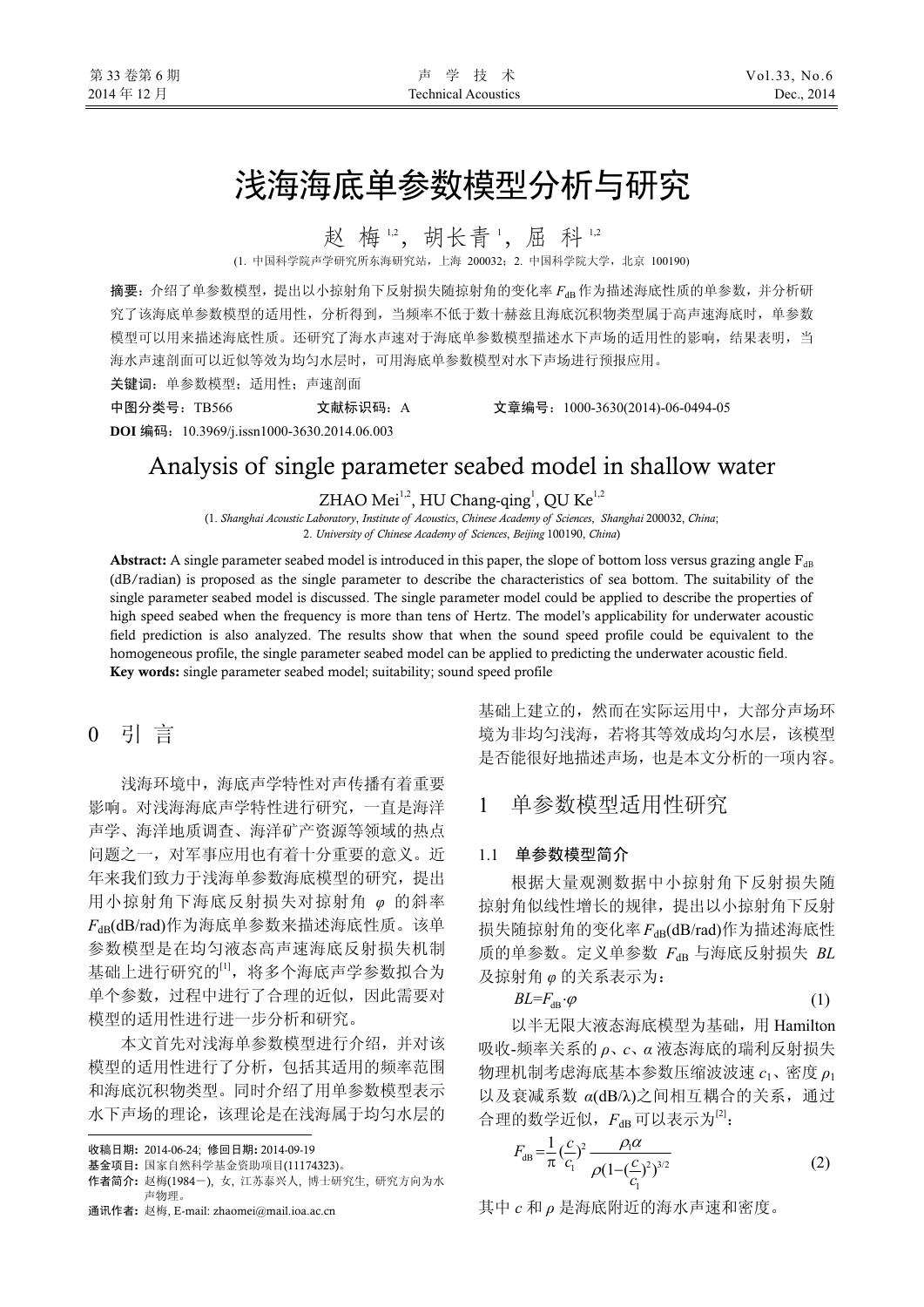# 浅海海底单参数模型分析与研究

赵 梅[1,2]，胡长青[1]，屈 科[1,2]

(1. 中国科学院声学研究所东海研究站，上海 200032；2. 中国科学院大学，北京 100190)

**摘要：**介绍了单参数模型，提出以小掠射角下反射损失随掠射角的变化率 $F_{dB}$ 作为描述海底性质的单参数，并分析研究了该海底单参数模型的适用性，分析得到，当频率不低于数十赫兹且海底沉积物类型属于高声速海底时，单参数模型可以用来描述海底性质。还研究了海水声速对于海底单参数模型描述水下声场的适用性的影响，结果表明，当海水声速剖面可以近似等效为均匀水层时，可用海底单参数模型对水下声场进行预报应用。

**关键词：**单参数模型；适用性；声速剖面

**中图分类号：**TB566　　**文献标识码：**A　　**文章编号：**1000-3630(2014)-06-0494-05

**DOI 编码：**10.3969/j.issn1000-3630.2014.06.003

# Analysis of single parameter seabed model in shallow water

ZHAO Mei[1,2], HU Chang-qing[1], QU Ke[1,2]

(1. *Shanghai Acoustic Laboratory, Institute of Acoustics, Chinese Academy of Sciences, Shanghai* 200032, *China*;
2. *University of Chinese Academy of Sciences, Beijing* 100190, *China*)

**Abstract:** A single parameter seabed model is introduced in this paper, the slope of bottom loss versus grazing angle $F_{dB}$ (dB/radian) is proposed as the single parameter to describe the characteristics of sea bottom. The suitability of the single parameter seabed model is discussed. The single parameter model could be applied to describe the properties of high speed seabed when the frequency is more than tens of Hertz. The model's applicability for underwater acoustic field prediction is also analyzed. The results show that when the sound speed profile could be equivalent to the homogeneous profile, the single parameter seabed model can be applied to predicting the underwater acoustic field.

**Key words:** single parameter seabed model; suitability; sound speed profile

## 0 引 言

浅海环境中，海底声学特性对声传播有着重要影响。对浅海海底声学特性进行研究，一直是海洋声学、海洋地质调查、海洋矿产资源等领域的热点问题之一，对军事应用也有着十分重要的意义。近年来我们致力于浅海单参数海底模型的研究，提出用小掠射角下海底反射损失对掠射角 $\varphi$ 的斜率 $F_{dB}$(dB/rad)作为海底单参数来描述海底性质。该单参数模型是在均匀液态高声速海底反射损失机制基础上进行研究的[1]，将多个海底声学参数拟合为单个参数，过程中进行了合理的近似，因此需要对模型的适用性进行进一步分析和研究。

本文首先对浅海单参数模型进行介绍，并对该模型的适用性进行了分析，包括其适用的频率范围和海底沉积物类型。同时介绍了用单参数模型表示水下声场的理论，该理论是在浅海属于均匀水层的基础上建立的，然而在实际运用中，大部分声场环境为非均匀浅海，若将其等效成均匀水层，该模型是否能很好地描述声场，也是本文分析的一项内容。

## 1 单参数模型适用性研究

### 1.1 单参数模型简介

根据大量观测数据中小掠射角下反射损失随掠射角似线性增长的规律，提出以小掠射角下反射损失随掠射角的变化率 $F_{dB}$(dB/rad)作为描述海底性质的单参数。定义单参数 $F_{dB}$ 与海底反射损失 $BL$ 及掠射角 $\varphi$ 的关系表示为：

$$BL=F_{dB}\cdot\varphi \tag{1}$$

以半无限大液态海底模型为基础，用 Hamilton 吸收-频率关系的 $\rho$、$c$、$\alpha$ 液态海底的瑞利反射损失物理机制考虑海底基本参数压缩波波速 $c_1$、密度 $\rho_1$ 以及衰减系数 $\alpha$(dB/λ)之间相互耦合的关系，通过合理的数学近似，$F_{dB}$ 可以表示为[2]：

$$F_{dB}=\frac{1}{\pi}\left(\frac{c}{c_1}\right)^2\frac{\rho_1\alpha}{\rho\left(1-\left(\frac{c}{c_1}\right)^2\right)^{3/2}} \tag{2}$$

其中 $c$ 和 $\rho$ 是海底附近的海水声速和密度。

---

收稿日期：2014-06-24；修回日期：2014-09-19

基金项目：国家自然科学基金资助项目(11174323)。

作者简介：赵梅(1984－)，女，江苏泰兴人，博士研究生，研究方向为水声物理。

通讯作者：赵梅，E-mail: zhaomei@mail.ioa.ac.cn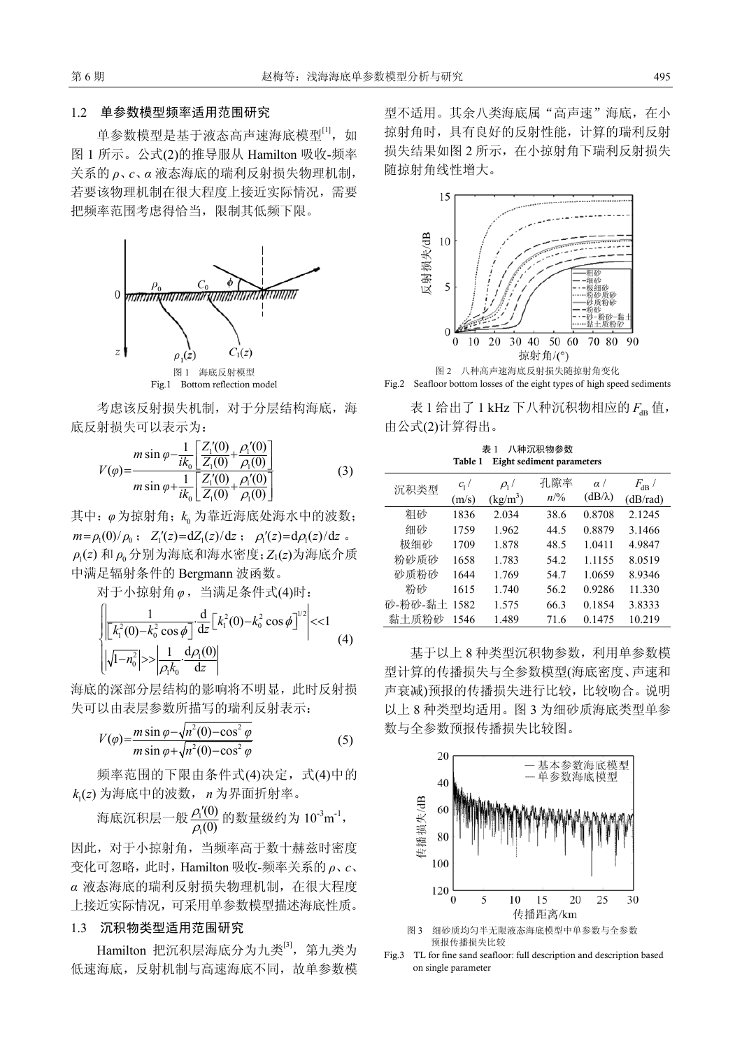### 1.2 单参数模型频率适用范围研究

单参数模型是基于液态高声速海底模型[1]，如图 1 所示。公式(2)的推导服从 Hamilton 吸收-频率关系的 $\rho$、$c$、$\alpha$ 液态海底的瑞利反射损失物理机制，若要该物理机制在很大程度上接近实际情况，需要把频率范围考虑得恰当，限制其低频下限。

图 1 海底反射模型
Fig.1 Bottom reflection model

考虑该反射损失机制，对于分层结构海底，海底反射损失可以表示为：

$$V(\varphi)=\frac{m\sin\varphi-\dfrac{1}{ik_0}\left[\dfrac{Z_1'(0)}{Z_1(0)}+\dfrac{\rho_1'(0)}{\rho_1(0)}\right]}{m\sin\varphi+\dfrac{1}{ik_0}\left[\dfrac{Z_1'(0)}{Z_1(0)}+\dfrac{\rho_1'(0)}{\rho_1(0)}\right]} \tag{3}$$

其中：$\varphi$ 为掠射角；$k_0$ 为靠近海底处海水中的波数；$m=\rho_1(0)/\rho_0$；$Z_1'(z)=\mathrm{d}Z_1(z)/\mathrm{d}z$；$\rho_1'(z)=\mathrm{d}\rho_1(z)/\mathrm{d}z$。$\rho_1(z)$ 和 $\rho_0$ 分别为海底和海水密度；$Z_1(z)$为海底介质中满足辐射条件的 Bergmann 波函数。

对于小掠射角 $\varphi$，当满足条件式(4)时：

$$\begin{cases}\left|\dfrac{1}{\left[k_1^2(0)-k_0^2\cos\phi\right]}\cdot\dfrac{\mathrm{d}}{\mathrm{d}z}\left[k_1^2(0)-k_0^2\cos\phi\right]^{1/2}\right|<<1\\ \left|\sqrt{1-n_0^2}\right|>>\left|\dfrac{1}{\rho_1 k_0}\cdot\dfrac{\mathrm{d}\rho_1(0)}{\mathrm{d}z}\right|\end{cases} \tag{4}$$

海底的深部分层结构的影响将不明显，此时反射损失可以由表层参数所描写的瑞利反射表示：

$$V(\varphi)=\frac{m\sin\varphi-\sqrt{n^2(0)-\cos^2\varphi}}{m\sin\varphi+\sqrt{n^2(0)-\cos^2\varphi}} \tag{5}$$

频率范围的下限由条件式(4)决定，式(4)中的 $k_1(z)$ 为海底中的波数，$n$ 为界面折射率。

海底沉积层一般 $\dfrac{\rho_1'(0)}{\rho_1(0)}$ 的数量级约为 $10^{-3}\mathrm{m}^{-1}$，因此，对于小掠射角，当频率高于数十赫兹时密度变化可忽略，此时，Hamilton 吸收-频率关系的 $\rho$、$c$、$\alpha$ 液态海底的瑞利反射损失物理机制，在很大程度上接近实际情况，可采用单参数模型描述海底性质。

### 1.3 沉积物类型适用范围研究

Hamilton 把沉积层海底分为九类[3]，第九类为低速海底，反射机制与高速海底不同，故单参数模型不适用。其余八类海底属"高声速"海底，在小掠射角时，具有良好的反射性能，计算的瑞利反射损失结果如图 2 所示，在小掠射角下瑞利反射损失随掠射角线性增大。

图 2 八种高声速海底反射损失随掠射角变化
Fig.2 Seafloor bottom losses of the eight types of high speed sediments

表 1 给出了 1 kHz 下八种沉积物相应的 $F_{\mathrm{dB}}$ 值，由公式(2)计算得出。

表 1 八种沉积物参数
Table 1 Eight sediment parameters

| 沉积类型 | $c_1$/(m/s) | $\rho_1$/(kg/m$^3$) | 孔隙率 $n$/% | $\alpha$/(dB/$\lambda$) | $F_{\mathrm{dB}}$/(dB/rad) |
|---|---|---|---|---|---|
| 粗砂 | 1836 | 2.034 | 38.6 | 0.8708 | 2.1245 |
| 细砂 | 1759 | 1.962 | 44.5 | 0.8879 | 3.1466 |
| 极细砂 | 1709 | 1.878 | 48.5 | 1.0411 | 4.9847 |
| 粉砂质砂 | 1658 | 1.783 | 54.2 | 1.1155 | 8.0519 |
| 砂质粉砂 | 1644 | 1.769 | 54.7 | 1.0659 | 8.9346 |
| 粉砂 | 1615 | 1.740 | 56.2 | 0.9286 | 11.330 |
| 砂-粉砂-黏土 | 1582 | 1.575 | 66.3 | 0.1854 | 3.8333 |
| 黏土质粉砂 | 1546 | 1.489 | 71.6 | 0.1475 | 10.219 |

基于以上 8 种类型沉积物参数，利用单参数模型计算的传播损失与全参数模型(海底密度、声速和声衰减)预报的传播损失进行比较，比较吻合。说明以上 8 种类型均适用。图 3 为细砂质海底类型单参数与全参数预报传播损失比较图。

图 3 细砂质均匀半无限液态海底模型中单参数与全参数预报传播损失比较
Fig.3 TL for fine sand seafloor: full description and description based on single parameter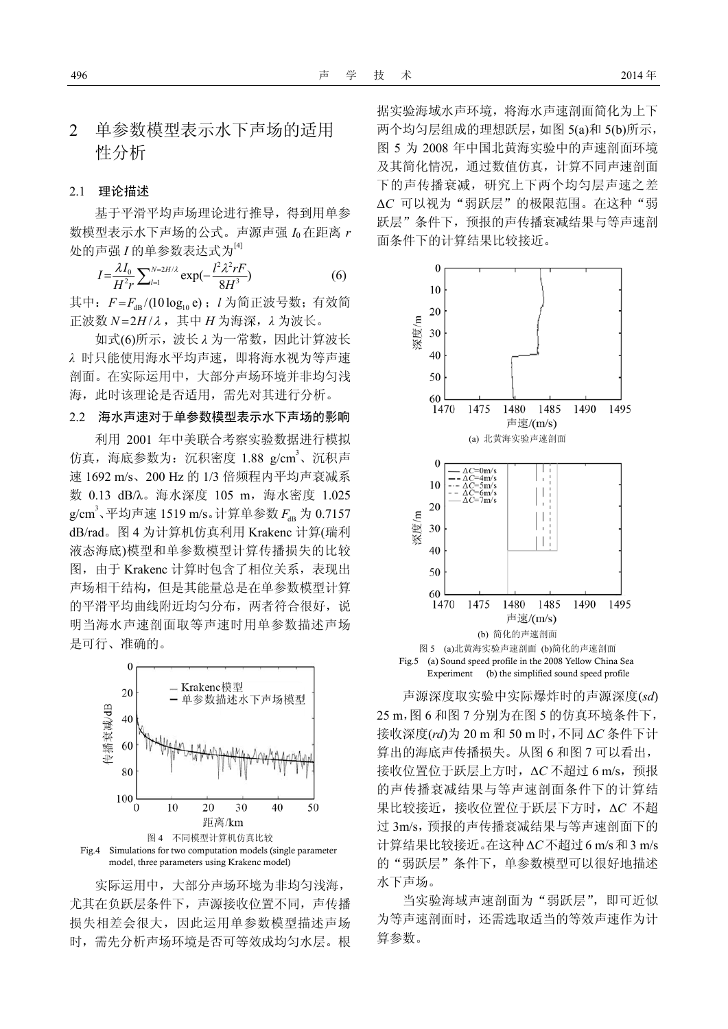## 2 单参数模型表示水下声场的适用性分析

### 2.1 理论描述

基于平滑平均声场理论进行推导，得到用单参数模型表示水下声场的公式。声源声强 $I_0$ 在距离 $r$ 处的声强 $I$ 的单参数表达式为[4]

$$I = \frac{\lambda I_0}{H^2 r} \sum_{l=1}^{N=2H/\lambda} \exp\left(-\frac{l^2 \lambda^2 r F}{8H^3}\right) \tag{6}$$

其中：$F = F_{\mathrm{dB}} / (10\log_{10} \mathrm{e})$；$l$ 为简正波号数；有效简正波数 $N = 2H/\lambda$，其中 $H$ 为海深，$\lambda$ 为波长。

如式(6)所示，波长 $\lambda$ 为一常数，因此计算波长 $\lambda$ 时只能使用海水平均声速，即将海水视为等声速剖面。在实际运用中，大部分声场环境并非均匀浅海，此时该理论是否适用，需先对其进行分析。

### 2.2 海水声速对于单参数模型表示水下声场的影响

利用 2001 年中美联合考察实验数据进行模拟仿真，海底参数为：沉积密度 1.88 g/cm$^3$、沉积声速 1692 m/s、200 Hz 的 1/3 倍频程内平均声衰减系数 0.13 dB/λ。海水深度 105 m，海水密度 1.025 g/cm$^3$、平均声速 1519 m/s。计算单参数 $F_{\mathrm{dB}}$ 为 0.7157 dB/rad。图 4 为计算机仿真利用 Krakenc 计算(瑞利液态海底)模型和单参数模型计算传播损失的比较图，由于 Krakenc 计算时包含了相位关系，表现出声场相干结构，但是其能量总是在单参数模型计算的平滑平均曲线附近均匀分布，两者符合很好，说明当海水声速剖面取等声速时用单参数描述声场是可行、准确的。

图 4 不同模型计算机仿真比较

Fig.4 Simulations for two computation models (single parameter model, three parameters using Krakenc model)

实际运用中，大部分声场环境为非均匀浅海，尤其在负跃层条件下，声源接收位置不同，声传播损失相差会很大，因此运用单参数模型描述声场时，需先分析声场环境是否可等效成均匀水层。根据实验海域水声环境，将海水声速剖面简化为上下两个均匀层组成的理想跃层，如图 5(a)和 5(b)所示，图 5 为 2008 年中国北黄海实验中的声速剖面环境及其简化情况，通过数值仿真，计算不同声速剖面下的声传播衰减，研究上下两个均匀层声速之差 $\Delta C$ 可以视为“弱跃层”的极限范围。在这种“弱跃层”条件下，预报的声传播衰减结果与等声速剖面条件下的计算结果比较接近。

(a) 北黄海实验声速剖面

(b) 简化的声速剖面

图 5 (a)北黄海实验声速剖面 (b)简化的声速剖面

Fig.5 (a) Sound speed profile in the 2008 Yellow China Sea Experiment (b) the simplified sound speed profile

声源深度取实验中实际爆炸时的声源深度(*sd*) 25 m，图 6 和图 7 分别为在图 5 的仿真环境条件下，接收深度(*rd*)为 20 m 和 50 m 时，不同 $\Delta C$ 条件下计算出的海底声传播损失。从图 6 和图 7 可以看出，接收位置位于跃层上方时，$\Delta C$ 不超过 6 m/s，预报的声传播衰减结果与等声速剖面条件下的计算结果比较接近，接收位置位于跃层下方时，$\Delta C$ 不超过 3m/s，预报的声传播衰减结果与等声速剖面下的计算结果比较接近。在这种 $\Delta C$ 不超过 6 m/s 和 3 m/s 的“弱跃层”条件下，单参数模型可以很好地描述水下声场。

当实验海域声速剖面为“弱跃层”，即可近似为等声速剖面时，还需选取适当的等效声速作为计算参数。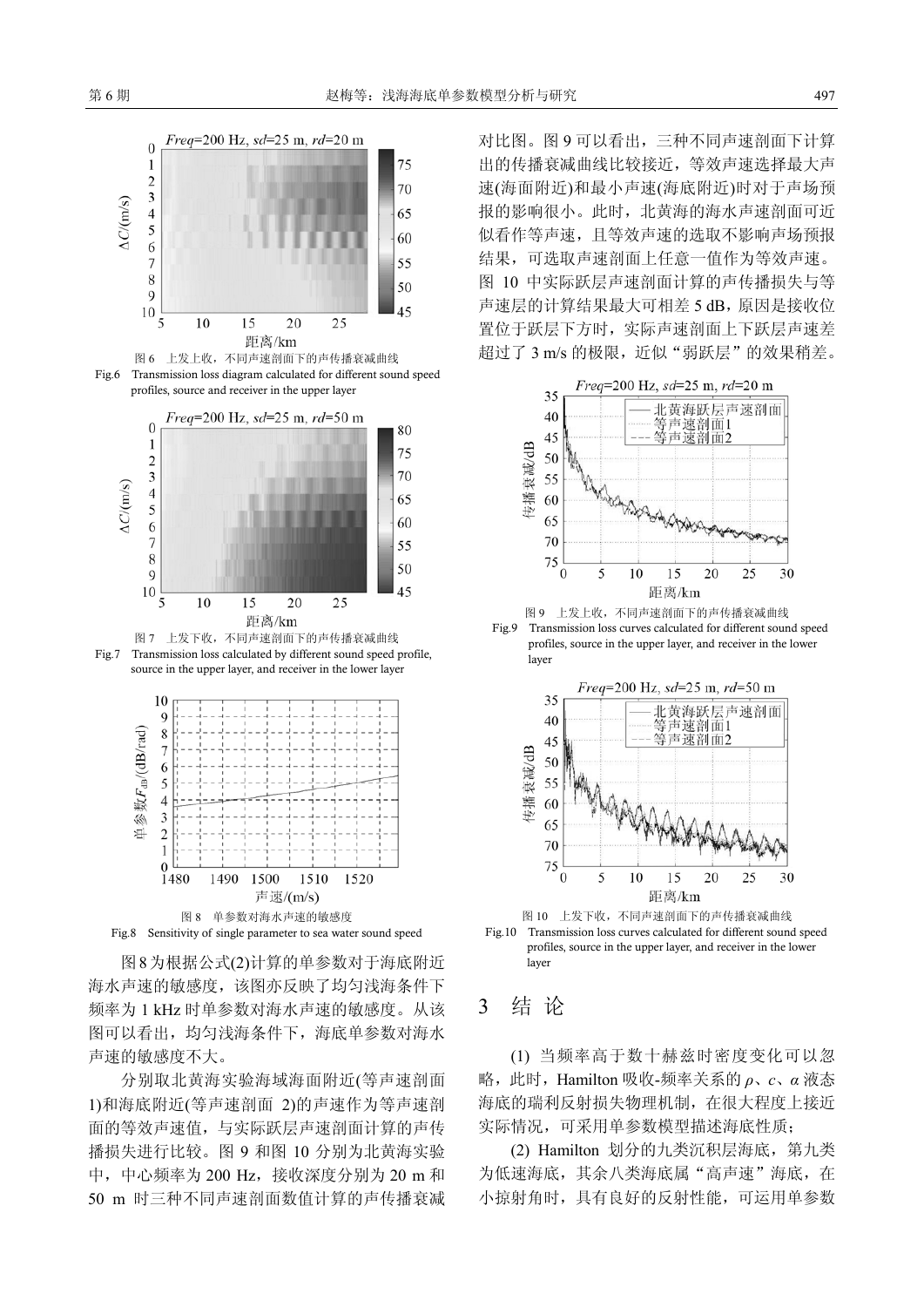图6　上发上收，不同声速剖面下的声传播衰减曲线

Fig.6　Transmission loss diagram calculated for different sound speed profiles, source and receiver in the upper layer

图7　上发下收，不同声速剖面下的声传播衰减曲线

Fig.7　Transmission loss calculated by different sound speed profile, source in the upper layer, and receiver in the lower layer

图8　单参数对海水声速的敏感度

Fig.8　Sensitivity of single parameter to sea water sound speed

图8为根据公式(2)计算的单参数对于海底附近海水声速的敏感度，该图亦反映了均匀浅海条件下频率为1 kHz时单参数对海水声速的敏感度。从该图可以看出，均匀浅海条件下，海底单参数对海水声速的敏感度不大。

分别取北黄海实验海域海面附近(等声速剖面1)和海底附近(等声速剖面 2)的声速作为等声速剖面的等效声速值，与实际跃层声速剖面计算的声传播损失进行比较。图9和图10分别为北黄海实验中，中心频率为200 Hz，接收深度分别为20 m和50 m时三种不同声速剖面数值计算的声传播衰减对比图。图9可以看出，三种不同声速剖面下计算出的传播衰减曲线比较接近，等效声速选择最大声速(海面附近)和最小声速(海底附近)时对于声场预报的影响很小。此时，北黄海的海水声速剖面可近似看作等声速，且等效声速的选取不影响声场预报结果，可选取声速剖面上任意一值作为等效声速。图10中实际跃层声速剖面计算的声传播损失与等声速层的计算结果最大可相差5 dB，原因是接收位置位于跃层下方时，实际声速剖面上下跃层声速差超过了3 m/s的极限，近似“弱跃层”的效果稍差。

图9　上发上收，不同声速剖面下的声传播衰减曲线

Fig.9　Transmission loss curves calculated for different sound speed profiles, source in the upper layer, and receiver in the lower layer

图10　上发下收，不同声速剖面下的声传播衰减曲线

Fig.10　Transmission loss curves calculated for different sound speed profiles, source in the upper layer, and receiver in the lower layer

## 3　结　论

(1) 当频率高于数十赫兹时密度变化可以忽略，此时，Hamilton吸收-频率关系的$\rho$、$c$、$\alpha$液态海底的瑞利反射损失物理机制，在很大程度上接近实际情况，可采用单参数模型描述海底性质；

(2) Hamilton划分的九类沉积层海底，第九类为低速海底，其余八类海底属“高声速”海底，在小掠射角时，具有良好的反射性能，可运用单参数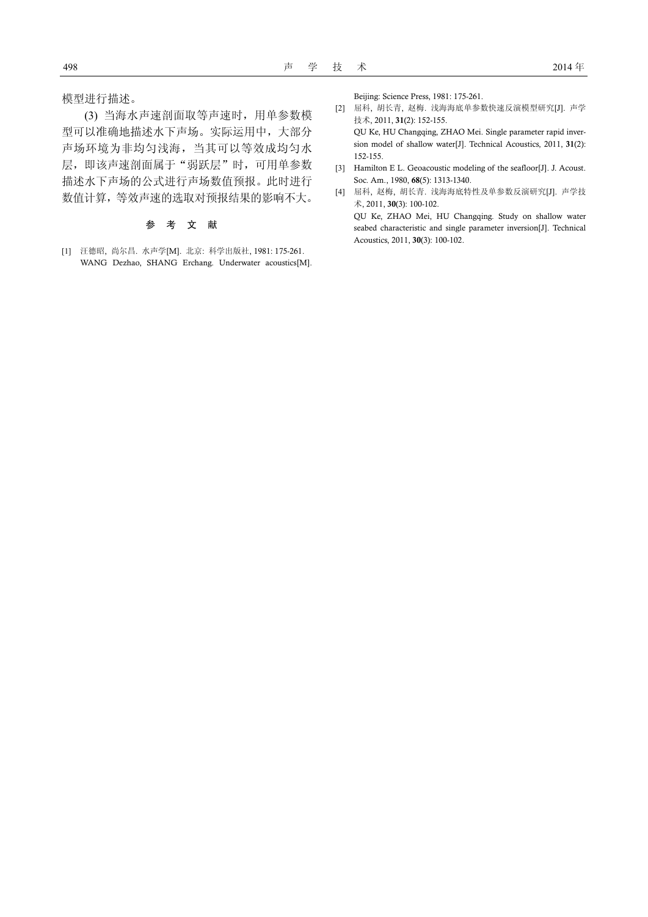模型进行描述。

(3) 当海水声速剖面取等声速时，用单参数模型可以准确地描述水下声场。实际运用中，大部分声场环境为非均匀浅海，当其可以等效成均匀水层，即该声速剖面属于“弱跃层”时，可用单参数描述水下声场的公式进行声场数值预报。此时进行数值计算，等效声速的选取对预报结果的影响不大。

## 参 考 文 献

[1] 汪德昭, 尚尔昌. 水声学[M]. 北京: 科学出版社, 1981: 175-261.
WANG Dezhao, SHANG Erchang. Underwater acoustics[M]. Beijing: Science Press, 1981: 175-261.

[2] 屈科, 胡长青, 赵梅. 浅海海底单参数快速反演模型研究[J]. 声学技术, 2011, **31**(2): 152-155.
QU Ke, HU Changqing, ZHAO Mei. Single parameter rapid inversion model of shallow water[J]. Technical Acoustics, 2011, **31**(2): 152-155.

[3] Hamilton E L. Geoacoustic modeling of the seafloor[J]. J. Acoust. Soc. Am., 1980, **68**(5): 1313-1340.

[4] 屈科, 赵梅, 胡长青. 浅海海底特性及单参数反演研究[J]. 声学技术, 2011, **30**(3): 100-102.
QU Ke, ZHAO Mei, HU Changqing. Study on shallow water seabed characteristic and single parameter inversion[J]. Technical Acoustics, 2011, **30**(3): 100-102.